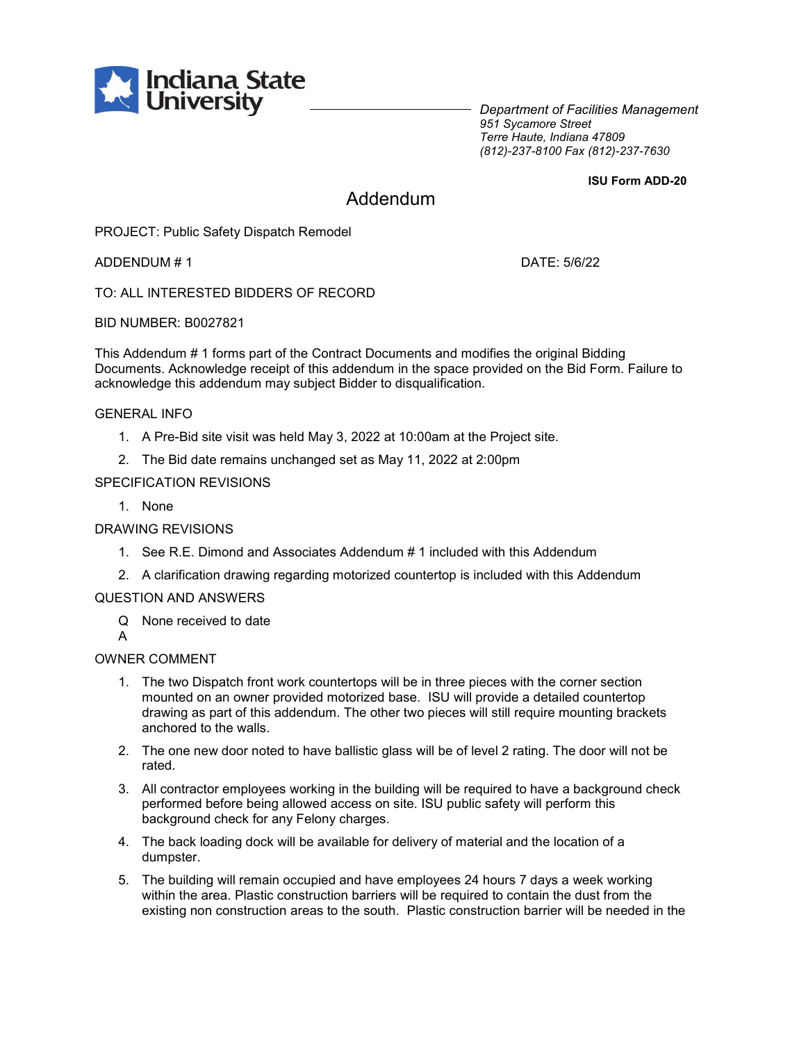# Indiana State University

*Department of Facilities Management*
*951 Sycamore Street*
*Terre Haute, Indiana 47809*
*(812)-237-8100 Fax (812)-237-7630*

**ISU Form ADD-20**

## Addendum

PROJECT: Public Safety Dispatch Remodel

ADDENDUM # 1

DATE: 5/6/22

TO: ALL INTERESTED BIDDERS OF RECORD

BID NUMBER: B0027821

This Addendum # 1 forms part of the Contract Documents and modifies the original Bidding Documents. Acknowledge receipt of this addendum in the space provided on the Bid Form. Failure to acknowledge this addendum may subject Bidder to disqualification.

GENERAL INFO

1. A Pre-Bid site visit was held May 3, 2022 at 10:00am at the Project site.
2. The Bid date remains unchanged set as May 11, 2022 at 2:00pm

SPECIFICATION REVISIONS

1. None

DRAWING REVISIONS

1. See R.E. Dimond and Associates Addendum # 1 included with this Addendum
2. A clarification drawing regarding motorized countertop is included with this Addendum

QUESTION AND ANSWERS

Q None received to date
A

OWNER COMMENT

1. The two Dispatch front work countertops will be in three pieces with the corner section mounted on an owner provided motorized base. ISU will provide a detailed countertop drawing as part of this addendum. The other two pieces will still require mounting brackets anchored to the walls.
2. The one new door noted to have ballistic glass will be of level 2 rating. The door will not be rated.
3. All contractor employees working in the building will be required to have a background check performed before being allowed access on site. ISU public safety will perform this background check for any Felony charges.
4. The back loading dock will be available for delivery of material and the location of a dumpster.
5. The building will remain occupied and have employees 24 hours 7 days a week working within the area. Plastic construction barriers will be required to contain the dust from the existing non construction areas to the south. Plastic construction barrier will be needed in the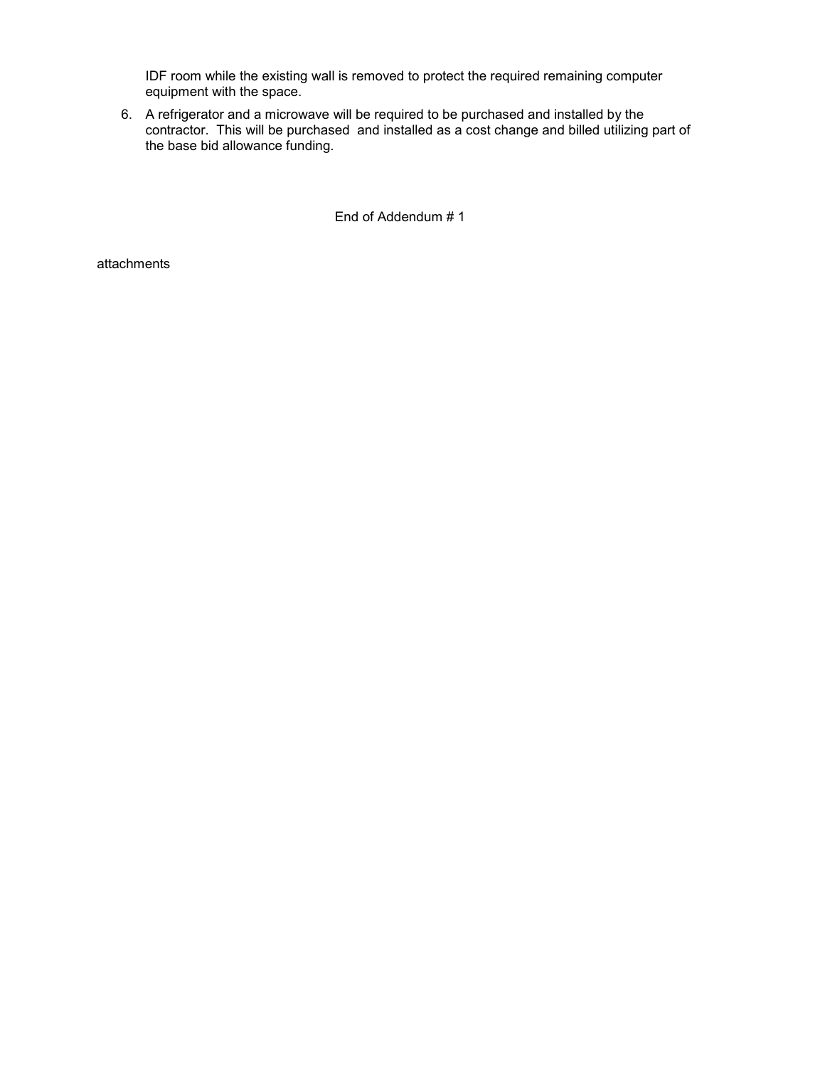IDF room while the existing wall is removed to protect the required remaining computer equipment with the space.

6. A refrigerator and a microwave will be required to be purchased and installed by the contractor. This will be purchased and installed as a cost change and billed utilizing part of the base bid allowance funding.

End of Addendum # 1

attachments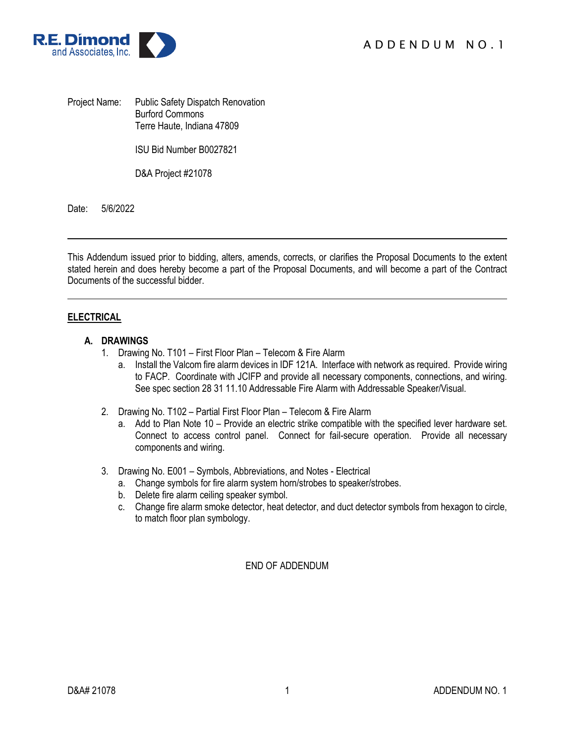R.E. Dimond and Associates, Inc.

# ADDENDUM NO. 1

Project Name: Public Safety Dispatch Renovation
Burford Commons
Terre Haute, Indiana 47809

ISU Bid Number B0027821

D&A Project #21078

Date: 5/6/2022

---

This Addendum issued prior to bidding, alters, amends, corrects, or clarifies the Proposal Documents to the extent stated herein and does hereby become a part of the Proposal Documents, and will become a part of the Contract Documents of the successful bidder.

---

## ELECTRICAL

### A. DRAWINGS

1. Drawing No. T101 – First Floor Plan – Telecom & Fire Alarm
   a. Install the Valcom fire alarm devices in IDF 121A. Interface with network as required. Provide wiring to FACP. Coordinate with JCIFP and provide all necessary components, connections, and wiring. See spec section 28 31 11.10 Addressable Fire Alarm with Addressable Speaker/Visual.

2. Drawing No. T102 – Partial First Floor Plan – Telecom & Fire Alarm
   a. Add to Plan Note 10 – Provide an electric strike compatible with the specified lever hardware set. Connect to access control panel. Connect for fail-secure operation. Provide all necessary components and wiring.

3. Drawing No. E001 – Symbols, Abbreviations, and Notes - Electrical
   a. Change symbols for fire alarm system horn/strobes to speaker/strobes.
   b. Delete fire alarm ceiling speaker symbol.
   c. Change fire alarm smoke detector, heat detector, and duct detector symbols from hexagon to circle, to match floor plan symbology.

END OF ADDENDUM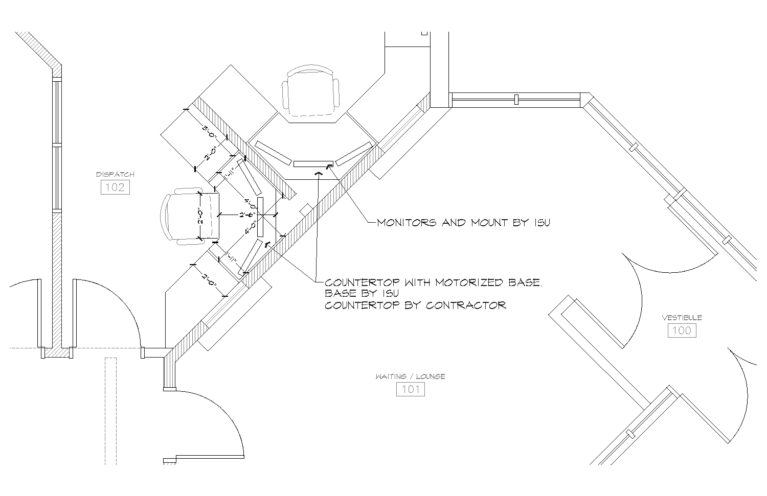DISPATCH

102

3'-0"

2'-0"

1'-11"

2'-0"

2'-6"

4'-0"

4'-0"

1'-11"

2'-0"

MONITORS AND MOUNT BY ISU

COUNTERTOP WITH MOTORIZED BASE.
BASE BY ISU
COUNTERTOP BY CONTRACTOR

VESTIBULE

100

WAITING / LOUNGE

101